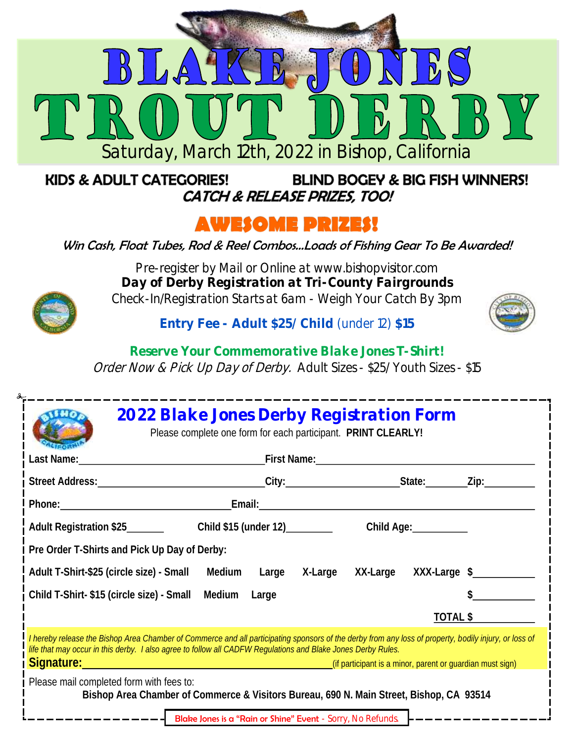# BLAKE JONES TROUT DERBY

Saturday, March 12th, 2022 in Bishop, California

**KIDS & ADULT CATEGORIES!** **BLIND BOGEY & BIG FISH WINNERS!**

***CATCH & RELEASE PRIZES, TOO!***

## AWESOME PRIZES!

*Win Cash, Float Tubes, Rod & Reel Combos...Loads of Fishing Gear To Be Awarded!*

Pre-register by Mail or Online at www.bishopvisitor.com

***Day of Derby Registration at Tri-County Fairgrounds***

*Check-In/Registration Starts at 6am - Weigh Your Catch By 3pm*

**Entry Fee - Adult $25/ Child** (under 12) **$15**

**Reserve Your Commemorative Blake Jones T-Shirt!**

*Order Now & Pick Up Day of Derby.* Adult Sizes - $25/ Youth Sizes - $15

---

## 2022 Blake Jones Derby Registration Form

Please complete one form for each participant. **PRINT CLEARLY!**

**Last Name:**\_\_\_\_\_\_\_\_\_\_\_\_\_\_\_\_\_\_\_\_\_\_\_\_\_\_\_\_\_\_ **First Name:**\_\_\_\_\_\_\_\_\_\_\_\_\_\_\_\_\_\_\_\_\_\_\_\_\_\_\_\_\_\_

**Street Address:**\_\_\_\_\_\_\_\_\_\_\_\_\_\_\_\_\_\_\_\_\_\_\_\_\_\_ **City:**\_\_\_\_\_\_\_\_\_\_\_\_\_\_\_\_\_\_ **State:**\_\_\_\_\_\_\_ **Zip:**\_\_\_\_\_\_\_\_\_

**Phone:**\_\_\_\_\_\_\_\_\_\_\_\_\_\_\_\_\_\_\_\_\_\_\_\_\_\_\_\_ **Email:**\_\_\_\_\_\_\_\_\_\_\_\_\_\_\_\_\_\_\_\_\_\_\_\_\_\_\_\_\_\_\_\_\_\_\_\_\_\_\_\_\_\_\_\_

**Adult Registration $25**\_\_\_\_\_\_\_ **Child $15 (under 12)**\_\_\_\_\_\_\_\_ **Child Age:**\_\_\_\_\_\_\_\_\_\_

**Pre Order T-Shirts and Pick Up Day of Derby:**

**Adult T-Shirt-$25 (circle size) - Small Medium Large X-Large XX-Large XXX-Large $**\_\_\_\_\_\_\_\_\_\_\_

**Child T-Shirt- $15 (circle size) - Small Medium Large $**\_\_\_\_\_\_\_\_\_\_\_

**TOTAL $**\_\_\_\_\_\_\_\_\_\_\_

*I hereby release the Bishop Area Chamber of Commerce and all participating sponsors of the derby from any loss of property, bodily injury, or loss of life that may occur in this derby. I also agree to follow all CADFW Regulations and Blake Jones Derby Rules.*

**Signature:**\_\_\_\_\_\_\_\_\_\_\_\_\_\_\_\_\_\_\_\_\_\_\_\_\_\_\_\_\_\_\_\_\_\_\_\_\_\_\_\_\_\_\_\_(if participant is a minor, parent or guardian must sign)

Please mail completed form with fees to:

**Bishop Area Chamber of Commerce & Visitors Bureau, 690 N. Main Street, Bishop, CA 93514**

Blake Jones is a "Rain or Shine" Event - Sorry, No Refunds.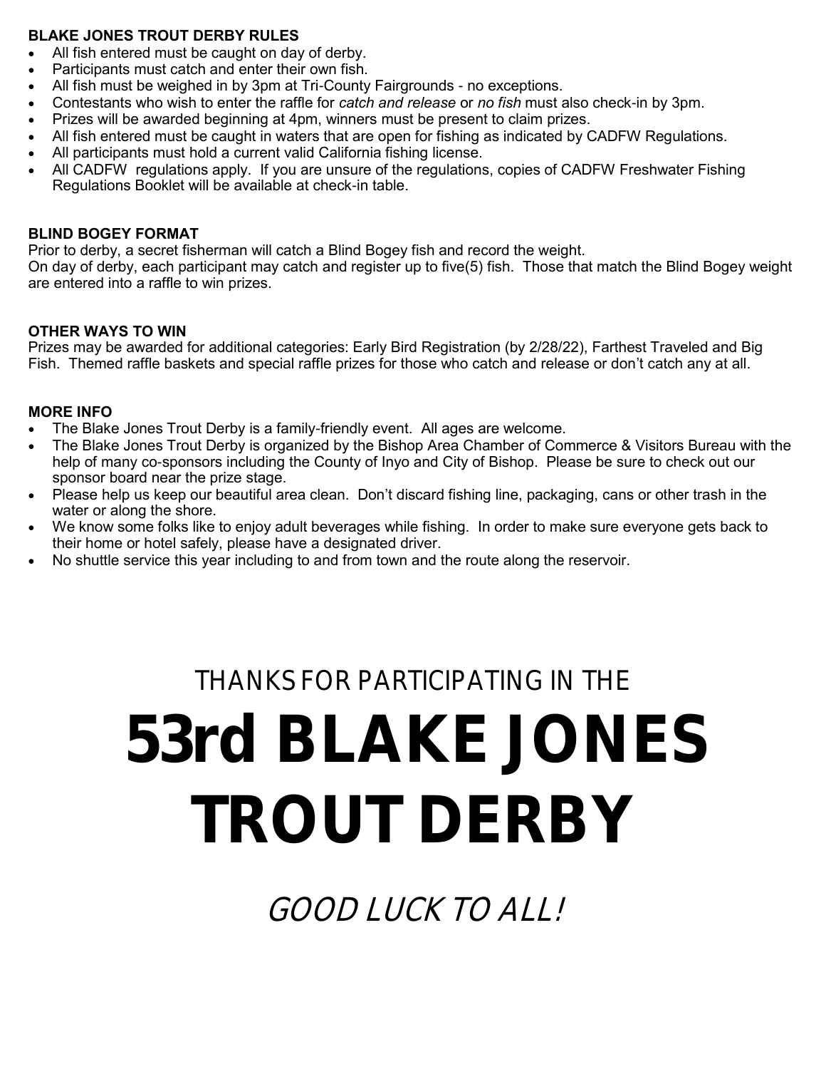### BLAKE JONES TROUT DERBY RULES

- All fish entered must be caught on day of derby.
- Participants must catch and enter their own fish.
- All fish must be weighed in by 3pm at Tri-County Fairgrounds - no exceptions.
- Contestants who wish to enter the raffle for *catch and release* or *no fish* must also check-in by 3pm.
- Prizes will be awarded beginning at 4pm, winners must be present to claim prizes.
- All fish entered must be caught in waters that are open for fishing as indicated by CADFW Regulations.
- All participants must hold a current valid California fishing license.
- All CADFW regulations apply. If you are unsure of the regulations, copies of CADFW Freshwater Fishing Regulations Booklet will be available at check-in table.

### BLIND BOGEY FORMAT

Prior to derby, a secret fisherman will catch a Blind Bogey fish and record the weight.
On day of derby, each participant may catch and register up to five(5) fish. Those that match the Blind Bogey weight are entered into a raffle to win prizes.

### OTHER WAYS TO WIN

Prizes may be awarded for additional categories: Early Bird Registration (by 2/28/22), Farthest Traveled and Big Fish. Themed raffle baskets and special raffle prizes for those who catch and release or don't catch any at all.

### MORE INFO

- The Blake Jones Trout Derby is a family-friendly event. All ages are welcome.
- The Blake Jones Trout Derby is organized by the Bishop Area Chamber of Commerce & Visitors Bureau with the help of many co-sponsors including the County of Inyo and City of Bishop. Please be sure to check out our sponsor board near the prize stage.
- Please help us keep our beautiful area clean. Don't discard fishing line, packaging, cans or other trash in the water or along the shore.
- We know some folks like to enjoy adult beverages while fishing. In order to make sure everyone gets back to their home or hotel safely, please have a designated driver.
- No shuttle service this year including to and from town and the route along the reservoir.

THANKS FOR PARTICIPATING IN THE

# 53rd BLAKE JONES TROUT DERBY

*GOOD LUCK TO ALL!*